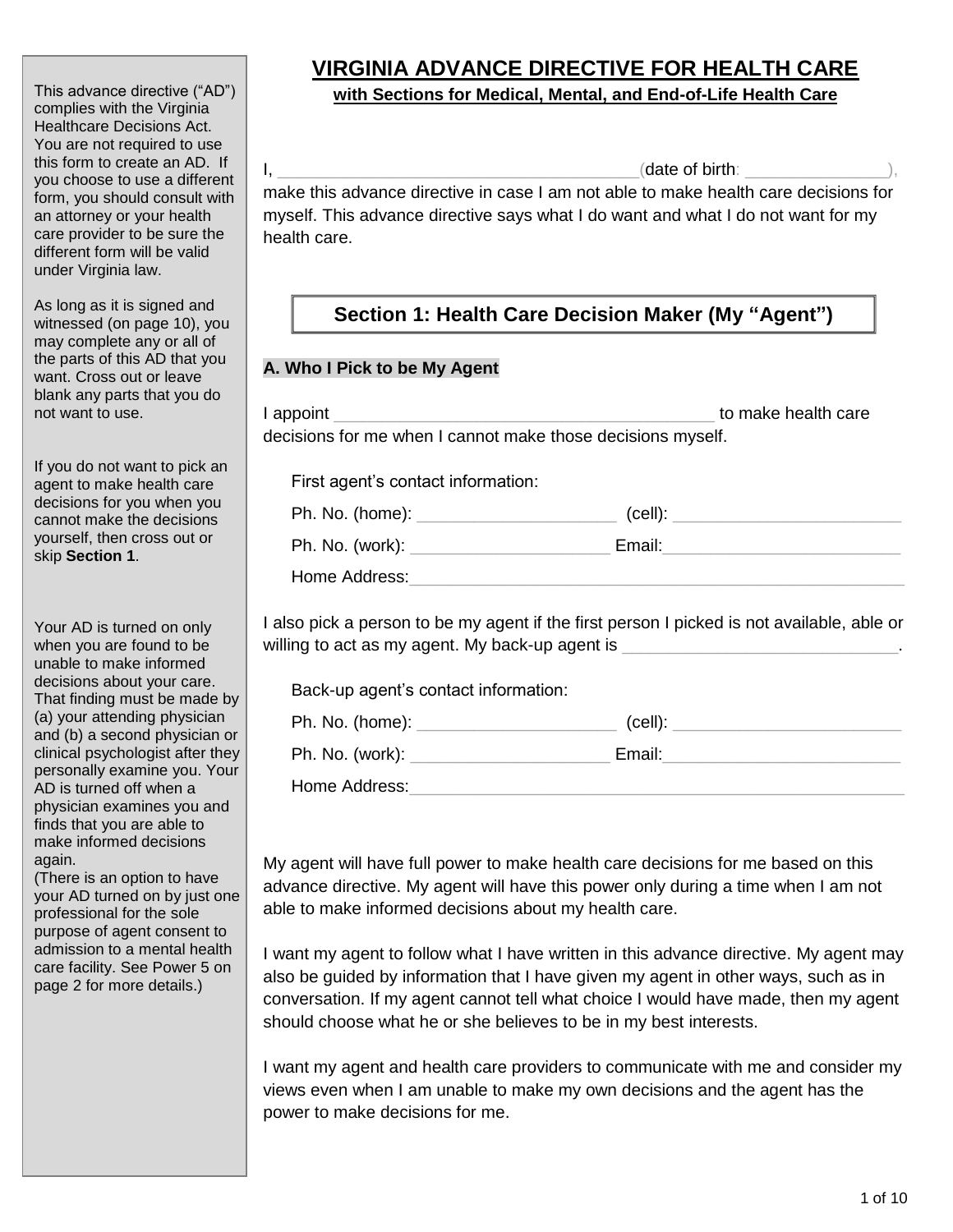# VIRGINIA ADVANCE DIRECTIVE FOR HEALTH CARE

**with Sections for Medical, Mental, and End-of-Life Health Care**

I, ______________________________________(date of birth: _______________), make this advance directive in case I am not able to make health care decisions for myself. This advance directive says what I do want and what I do not want for my health care.

## Section 1: Health Care Decision Maker (My "Agent")

### A. Who I Pick to be My Agent

I appoint ________________________________________ to make health care decisions for me when I cannot make those decisions myself.

First agent's contact information:

Ph. No. (home): _____________________ (cell): ________________________

Ph. No. (work): _____________________ Email:_________________________

Home Address:_____________________________________________________

I also pick a person to be my agent if the first person I picked is not available, able or willing to act as my agent. My back-up agent is _____________________________.

Back-up agent's contact information:

Ph. No. (home): _____________________ (cell): ________________________

Ph. No. (work): _____________________ Email:_________________________

Home Address:_____________________________________________________

My agent will have full power to make health care decisions for me based on this advance directive. My agent will have this power only during a time when I am not able to make informed decisions about my health care.

I want my agent to follow what I have written in this advance directive. My agent may also be guided by information that I have given my agent in other ways, such as in conversation. If my agent cannot tell what choice I would have made, then my agent should choose what he or she believes to be in my best interests.

I want my agent and health care providers to communicate with me and consider my views even when I am unable to make my own decisions and the agent has the power to make decisions for me.

---

This advance directive ("AD") complies with the Virginia Healthcare Decisions Act. You are not required to use this form to create an AD. If you choose to use a different form, you should consult with an attorney or your health care provider to be sure the different form will be valid under Virginia law.

As long as it is signed and witnessed (on page 10), you may complete any or all of the parts of this AD that you want. Cross out or leave blank any parts that you do not want to use.

If you do not want to pick an agent to make health care decisions for you when you cannot make the decisions yourself, then cross out or skip **Section 1**.

Your AD is turned on only when you are found to be unable to make informed decisions about your care. That finding must be made by (a) your attending physician and (b) a second physician or clinical psychologist after they personally examine you. Your AD is turned off when a physician examines you and finds that you are able to make informed decisions again.
(There is an option to have your AD turned on by just one professional for the sole purpose of agent consent to admission to a mental health care facility. See Power 5 on page 2 for more details.)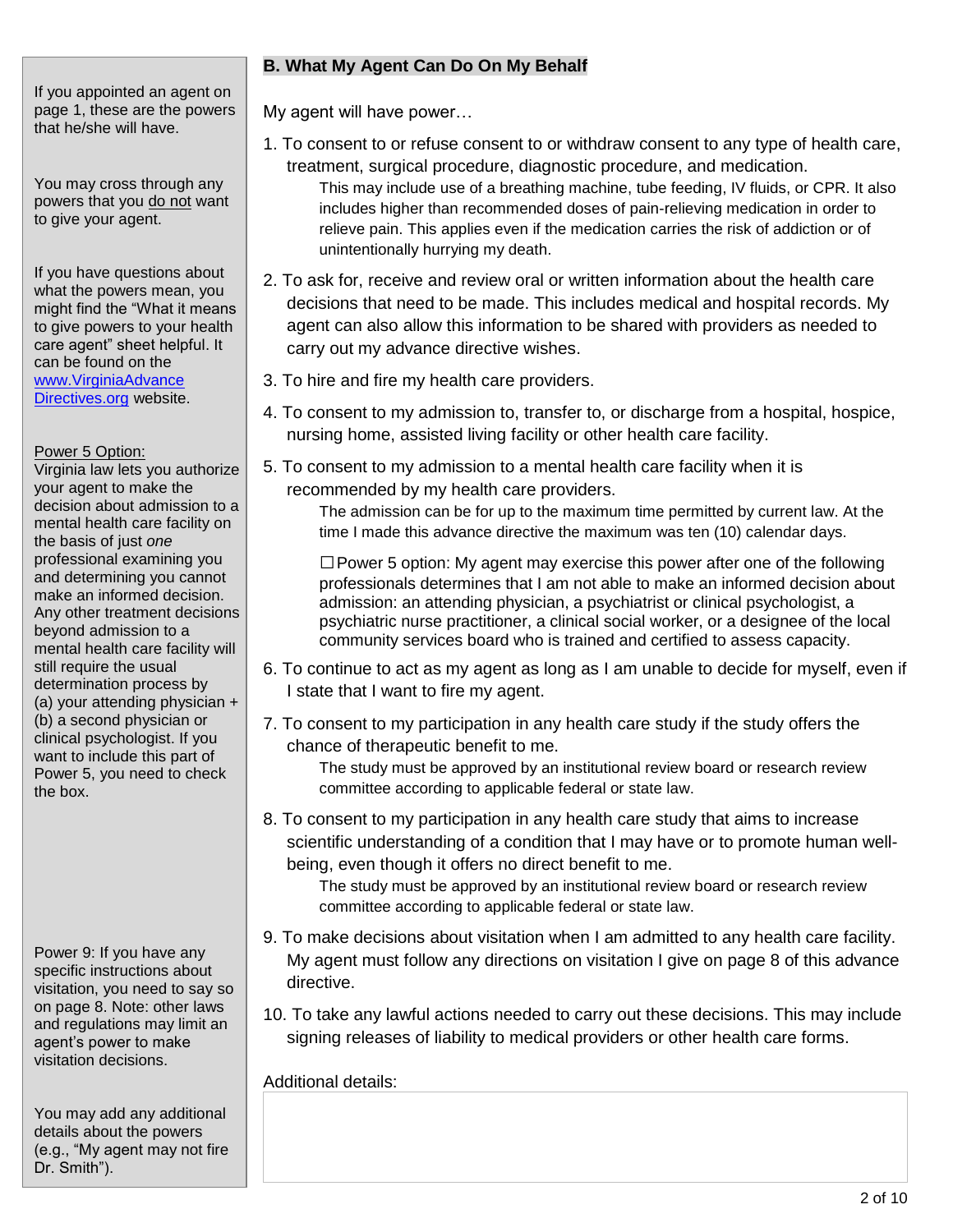## B. What My Agent Can Do On My Behalf

If you appointed an agent on page 1, these are the powers that he/she will have.

You may cross through any powers that you do not want to give your agent.

If you have questions about what the powers mean, you might find the "What it means to give powers to your health care agent" sheet helpful. It can be found on the www.VirginiaAdvanceDirectives.org website.

My agent will have power…

1. To consent to or refuse consent to or withdraw consent to any type of health care, treatment, surgical procedure, diagnostic procedure, and medication.
   This may include use of a breathing machine, tube feeding, IV fluids, or CPR. It also includes higher than recommended doses of pain-relieving medication in order to relieve pain. This applies even if the medication carries the risk of addiction or of unintentionally hurrying my death.
2. To ask for, receive and review oral or written information about the health care decisions that need to be made. This includes medical and hospital records. My agent can also allow this information to be shared with providers as needed to carry out my advance directive wishes.
3. To hire and fire my health care providers.
4. To consent to my admission to, transfer to, or discharge from a hospital, hospice, nursing home, assisted living facility or other health care facility.
5. To consent to my admission to a mental health care facility when it is recommended by my health care providers.
   The admission can be for up to the maximum time permitted by current law. At the time I made this advance directive the maximum was ten (10) calendar days.

   ☐ Power 5 option: My agent may exercise this power after one of the following professionals determines that I am not able to make an informed decision about admission: an attending physician, a psychiatrist or clinical psychologist, a psychiatric nurse practitioner, a clinical social worker, or a designee of the local community services board who is trained and certified to assess capacity.

Power 5 Option: Virginia law lets you authorize your agent to make the decision about admission to a mental health care facility on the basis of just *one* professional examining you and determining you cannot make an informed decision. Any other treatment decisions beyond admission to a mental health care facility will still require the usual determination process by (a) your attending physician + (b) a second physician or clinical psychologist. If you want to include this part of Power 5, you need to check the box.

6. To continue to act as my agent as long as I am unable to decide for myself, even if I state that I want to fire my agent.
7. To consent to my participation in any health care study if the study offers the chance of therapeutic benefit to me.
   The study must be approved by an institutional review board or research review committee according to applicable federal or state law.
8. To consent to my participation in any health care study that aims to increase scientific understanding of a condition that I may have or to promote human well-being, even though it offers no direct benefit to me.
   The study must be approved by an institutional review board or research review committee according to applicable federal or state law.
9. To make decisions about visitation when I am admitted to any health care facility. My agent must follow any directions on visitation I give on page 8 of this advance directive.
10. To take any lawful actions needed to carry out these decisions. This may include signing releases of liability to medical providers or other health care forms.

Power 9: If you have any specific instructions about visitation, you need to say so on page 8. Note: other laws and regulations may limit an agent's power to make visitation decisions.

Additional details:

You may add any additional details about the powers (e.g., "My agent may not fire Dr. Smith").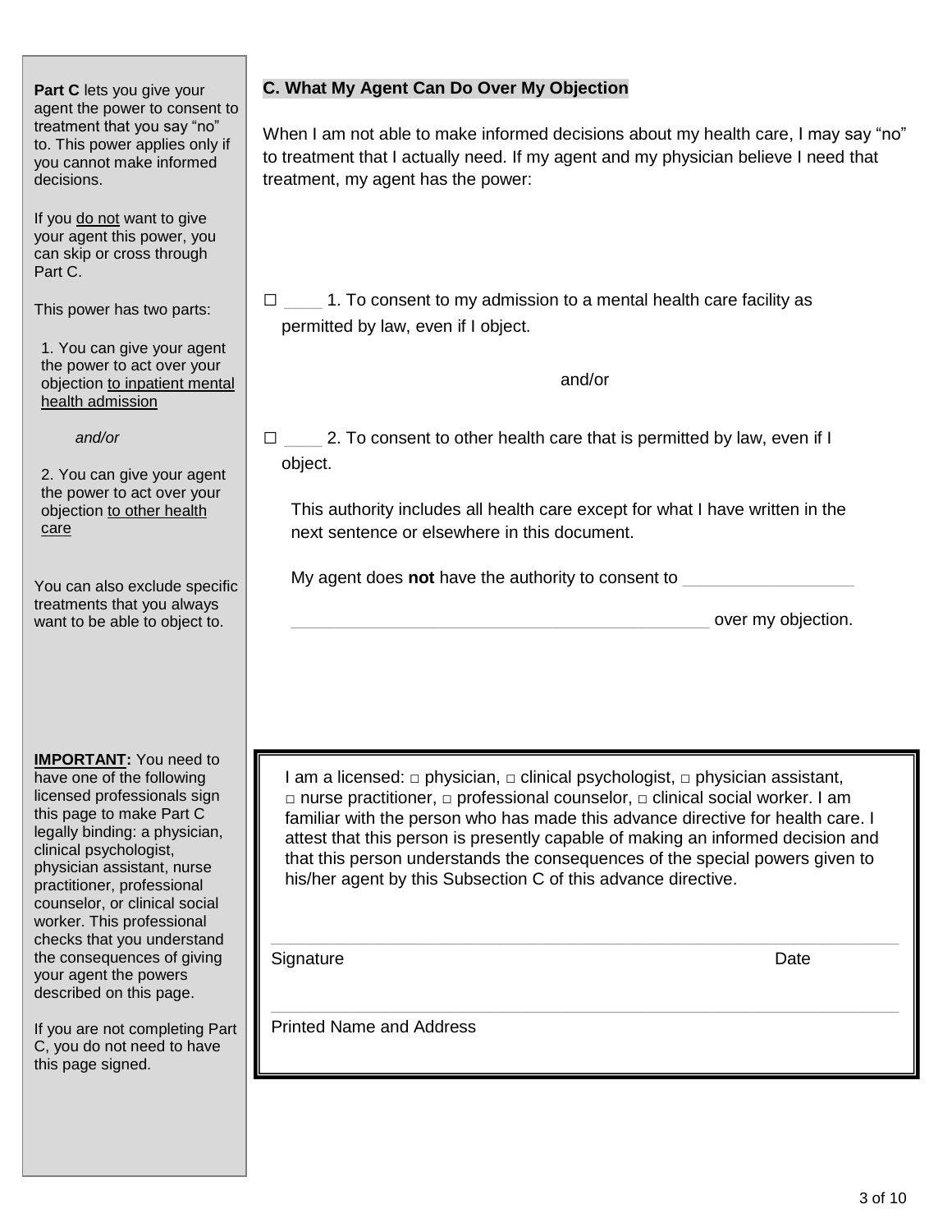**Part C** lets you give your agent the power to consent to treatment that you say "no" to. This power applies only if you cannot make informed decisions.

If you do not want to give your agent this power, you can skip or cross through Part C.

This power has two parts:

1. You can give your agent the power to act over your objection to inpatient mental health admission

*and/or*

2. You can give your agent the power to act over your objection to other health care

You can also exclude specific treatments that you always want to be able to object to.

## C. What My Agent Can Do Over My Objection

When I am not able to make informed decisions about my health care, I may say "no" to treatment that I actually need. If my agent and my physician believe I need that treatment, my agent has the power:

☐ ____ 1. To consent to my admission to a mental health care facility as permitted by law, even if I object.

and/or

☐ ____ 2. To consent to other health care that is permitted by law, even if I object.

This authority includes all health care except for what I have written in the next sentence or elsewhere in this document.

My agent does **not** have the authority to consent to ________________

________________________________________ over my objection.

**IMPORTANT:** You need to have one of the following licensed professionals sign this page to make Part C legally binding: a physician, clinical psychologist, physician assistant, nurse practitioner, professional counselor, or clinical social worker. This professional checks that you understand the consequences of giving your agent the powers described on this page.

If you are not completing Part C, you do not need to have this page signed.

I am a licensed: □ physician, □ clinical psychologist, □ physician assistant, □ nurse practitioner, □ professional counselor, □ clinical social worker. I am familiar with the person who has made this advance directive for health care. I attest that this person is presently capable of making an informed decision and that this person understands the consequences of the special powers given to his/her agent by this Subsection C of this advance directive.

________________________________________

Signature Date

________________________________________

Printed Name and Address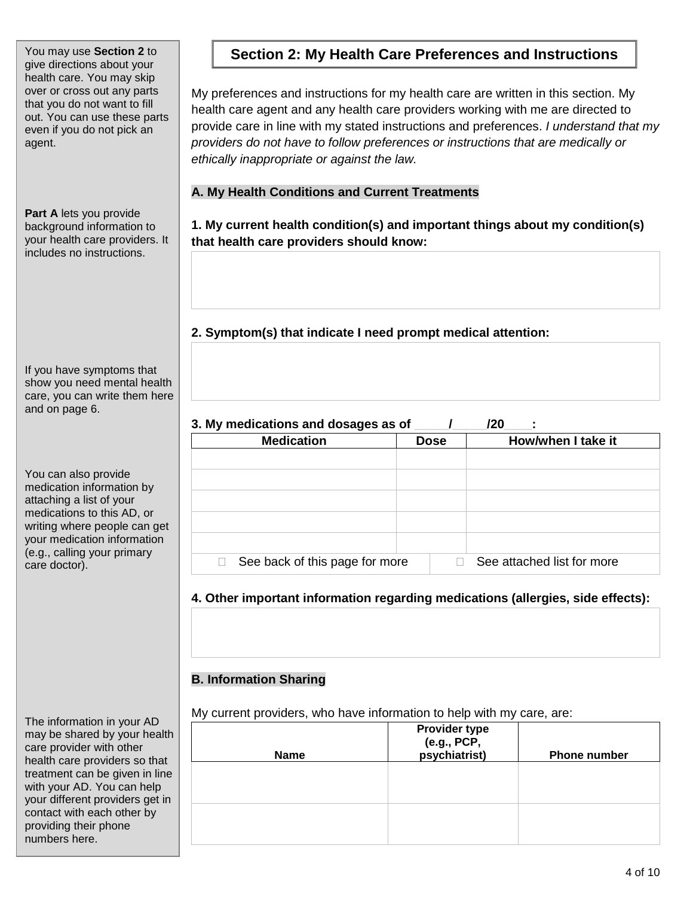You may use **Section 2** to give directions about your health care. You may skip over or cross out any parts that you do not want to fill out. You can use these parts even if you do not pick an agent.

## Section 2: My Health Care Preferences and Instructions

My preferences and instructions for my health care are written in this section. My health care agent and any health care providers working with me are directed to provide care in line with my stated instructions and preferences. *I understand that my providers do not have to follow preferences or instructions that are medically or ethically inappropriate or against the law.*

### A. My Health Conditions and Current Treatments

**Part A** lets you provide background information to your health care providers. It includes no instructions.

**1. My current health condition(s) and important things about my condition(s) that health care providers should know:**

| |
|---|
| |

**2. Symptom(s) that indicate I need prompt medical attention:**

If you have symptoms that show you need mental health care, you can write them here and on page 6.

| |
|---|
| |

**3. My medications and dosages as of \_\_\_\_\_/\_\_\_\_\_/20\_\_\_\_:**

You can also provide medication information by attaching a list of your medications to this AD, or writing where people can get your medication information (e.g., calling your primary care doctor).

| Medication | Dose | How/when I take it |
|---|---|---|
| | | |
| | | |
| | | |
| | | |
| | | |
| ☐ See back of this page for more | | ☐ See attached list for more |

**4. Other important information regarding medications (allergies, side effects):**

| |
|---|
| |

### B. Information Sharing

The information in your AD may be shared by your health care provider with other health care providers so that treatment can be given in line with your AD. You can help your different providers get in contact with each other by providing their phone numbers here.

My current providers, who have information to help with my care, are:

| Name | Provider type (e.g., PCP, psychiatrist) | Phone number |
|---|---|---|
| | | |
| | | |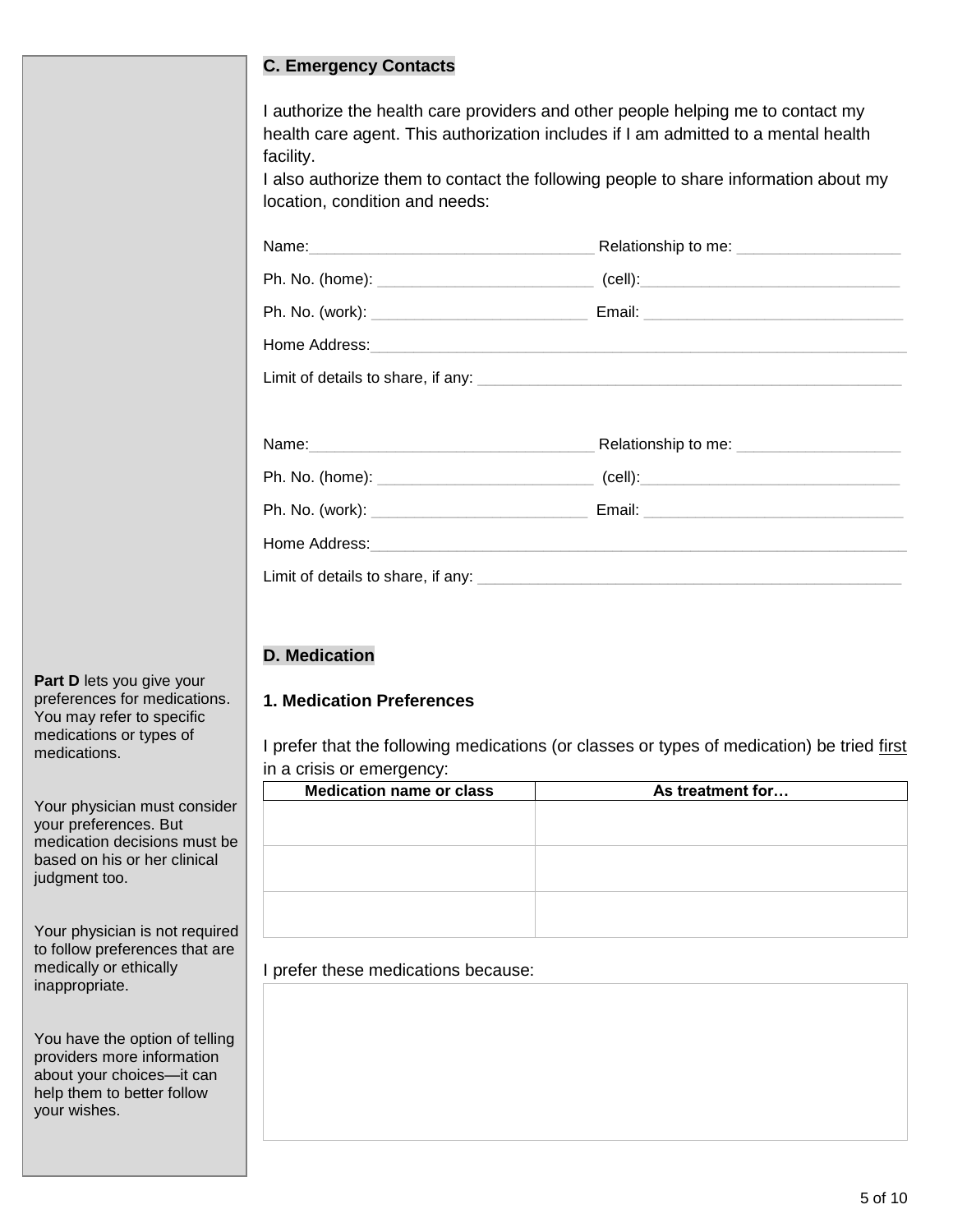## C. Emergency Contacts

I authorize the health care providers and other people helping me to contact my health care agent. This authorization includes if I am admitted to a mental health facility.

I also authorize them to contact the following people to share information about my location, condition and needs:

Name:_________________________________ Relationship to me: ___________________

Ph. No. (home): _________________________ (cell):_______________________________

Ph. No. (work): _________________________ Email: _______________________________

Home Address:_______________________________________________________________

Limit of details to share, if any: ___________________________________________________

Name:_________________________________ Relationship to me: ___________________

Ph. No. (home): _________________________ (cell):_______________________________

Ph. No. (work): _________________________ Email: _______________________________

Home Address:_______________________________________________________________

Limit of details to share, if any: ___________________________________________________

## D. Medication

**Part D** lets you give your preferences for medications. You may refer to specific medications or types of medications.

Your physician must consider your preferences. But medication decisions must be based on his or her clinical judgment too.

Your physician is not required to follow preferences that are medically or ethically inappropriate.

You have the option of telling providers more information about your choices—it can help them to better follow your wishes.

### 1. Medication Preferences

I prefer that the following medications (or classes or types of medication) be tried first in a crisis or emergency:

| Medication name or class | As treatment for… |
|---|---|
| | |
| | |
| | |

I prefer these medications because:

| |
|---|
| |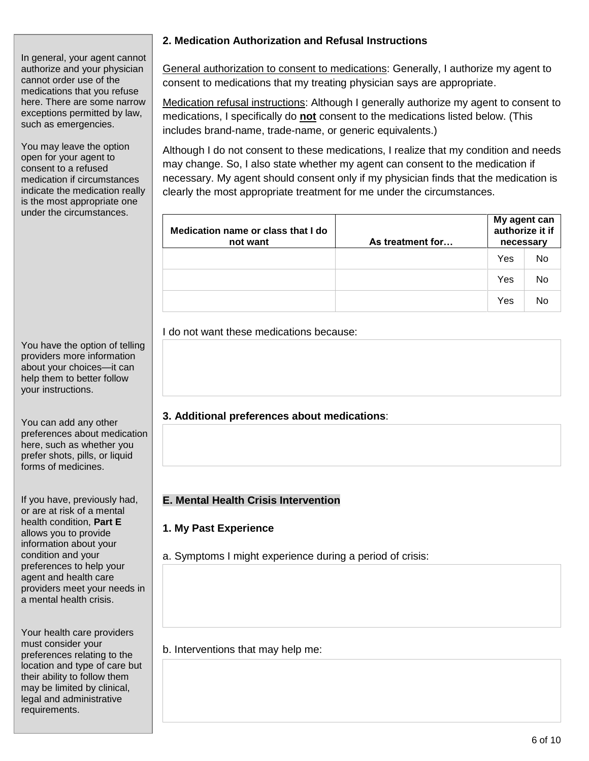In general, your agent cannot authorize and your physician cannot order use of the medications that you refuse here. There are some narrow exceptions permitted by law, such as emergencies.

You may leave the option open for your agent to consent to a refused medication if circumstances indicate the medication really is the most appropriate one under the circumstances.

### 2. Medication Authorization and Refusal Instructions

General authorization to consent to medications: Generally, I authorize my agent to consent to medications that my treating physician says are appropriate.

Medication refusal instructions: Although I generally authorize my agent to consent to medications, I specifically do **not** consent to the medications listed below. (This includes brand-name, trade-name, or generic equivalents.)

Although I do not consent to these medications, I realize that my condition and needs may change. So, I also state whether my agent can consent to the medication if necessary. My agent should consent only if my physician finds that the medication is clearly the most appropriate treatment for me under the circumstances.

| Medication name or class that I do not want | As treatment for… | My agent can authorize it if necessary | |
|---|---|---|---|
| | | Yes | No |
| | | Yes | No |
| | | Yes | No |

You have the option of telling providers more information about your choices—it can help them to better follow your instructions.

I do not want these medications because:

You can add any other preferences about medication here, such as whether you prefer shots, pills, or liquid forms of medicines.

### 3. Additional preferences about medications:

If you have, previously had, or are at risk of a mental health condition, **Part E** allows you to provide information about your condition and your preferences to help your agent and health care providers meet your needs in a mental health crisis.

Your health care providers must consider your preferences relating to the location and type of care but their ability to follow them may be limited by clinical, legal and administrative requirements.

## E. Mental Health Crisis Intervention

### 1. My Past Experience

a. Symptoms I might experience during a period of crisis:

b. Interventions that may help me: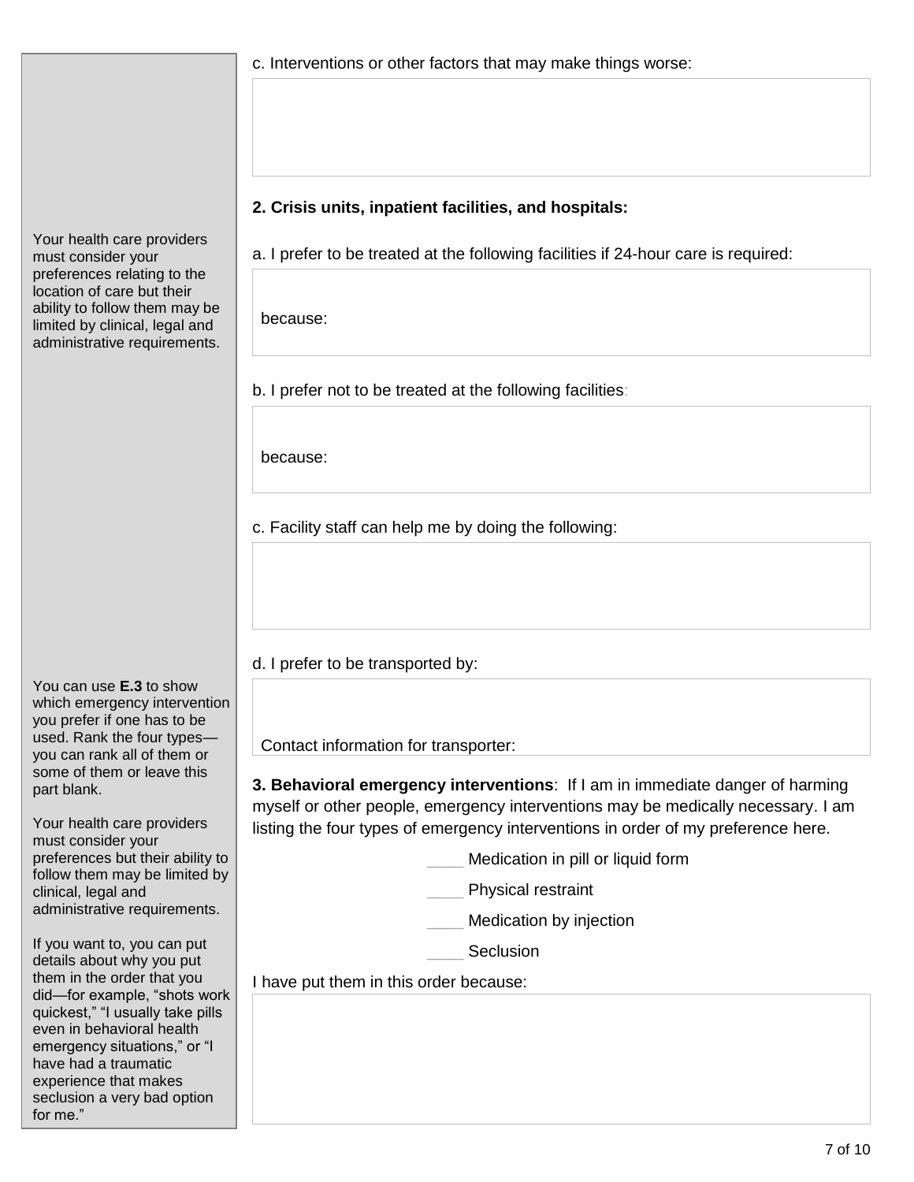c. Interventions or other factors that may make things worse:

**2. Crisis units, inpatient facilities, and hospitals:**

Your health care providers must consider your preferences relating to the location of care but their ability to follow them may be limited by clinical, legal and administrative requirements.

a. I prefer to be treated at the following facilities if 24-hour care is required:

because:

b. I prefer not to be treated at the following facilities:

because:

c. Facility staff can help me by doing the following:

d. I prefer to be transported by:

Contact information for transporter:

You can use **E.3** to show which emergency intervention you prefer if one has to be used. Rank the four types—you can rank all of them or some of them or leave this part blank.

Your health care providers must consider your preferences but their ability to follow them may be limited by clinical, legal and administrative requirements.

If you want to, you can put details about why you put them in the order that you did—for example, "shots work quickest," "I usually take pills even in behavioral health emergency situations," or "I have had a traumatic experience that makes seclusion a very bad option for me."

**3. Behavioral emergency interventions**: If I am in immediate danger of harming myself or other people, emergency interventions may be medically necessary. I am listing the four types of emergency interventions in order of my preference here.

____ Medication in pill or liquid form

____ Physical restraint

____ Medication by injection

____ Seclusion

I have put them in this order because: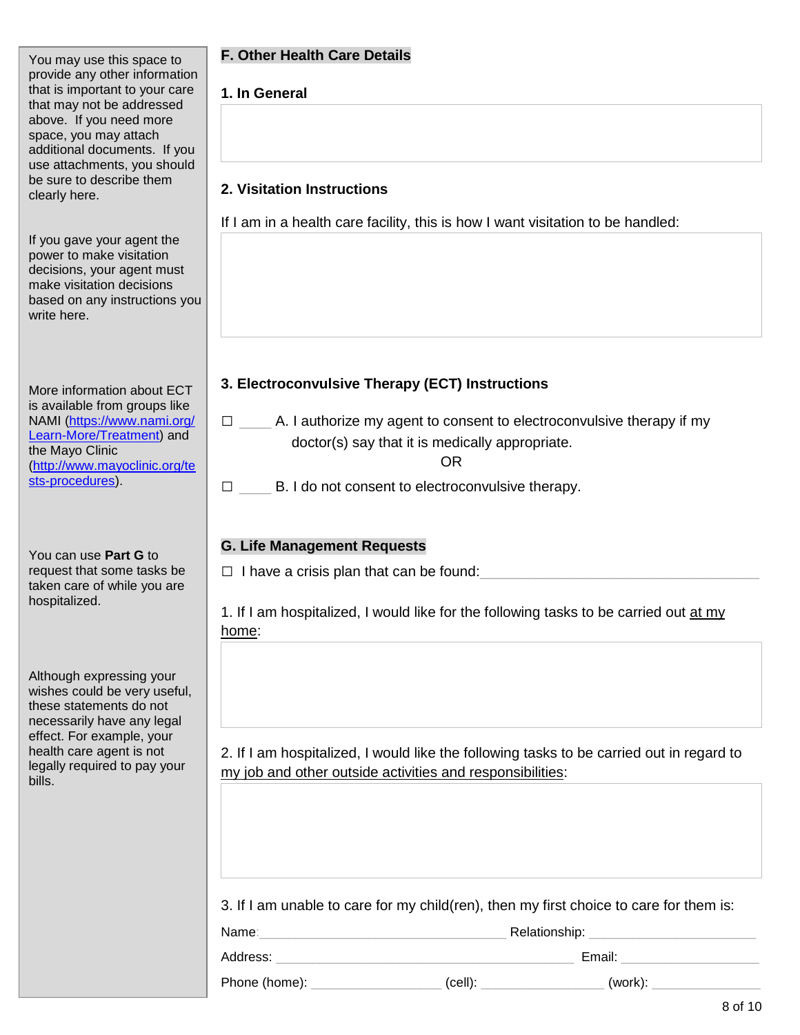> You may use this space to provide any other information that is important to your care that may not be addressed above. If you need more space, you may attach additional documents. If you use attachments, you should be sure to describe them clearly here.

## F. Other Health Care Details

### 1. In General

&nbsp;

### 2. Visitation Instructions

> If you gave your agent the power to make visitation decisions, your agent must make visitation decisions based on any instructions you write here.

If I am in a health care facility, this is how I want visitation to be handled:

&nbsp;

### 3. Electroconvulsive Therapy (ECT) Instructions

> More information about ECT is available from groups like NAMI (https://www.nami.org/Learn-More/Treatment) and the Mayo Clinic (http://www.mayoclinic.org/tests-procedures).

☐ ____ A. I authorize my agent to consent to electroconvulsive therapy if my doctor(s) say that it is medically appropriate.

OR

☐ ____ B. I do not consent to electroconvulsive therapy.

## G. Life Management Requests

> You can use **Part G** to request that some tasks be taken care of while you are hospitalized.

> Although expressing your wishes could be very useful, these statements do not necessarily have any legal effect. For example, your health care agent is not legally required to pay your bills.

☐ I have a crisis plan that can be found: ________________________________________

1. If I am hospitalized, I would like for the following tasks to be carried out at my home:

&nbsp;

2. If I am hospitalized, I would like the following tasks to be carried out in regard to my job and other outside activities and responsibilities:

&nbsp;

3. If I am unable to care for my child(ren), then my first choice to care for them is:

Name: ____________________________________ Relationship: ________________________

Address: ____________________________________________ Email: ____________________

Phone (home): ___________________ (cell): __________________ (work): ________________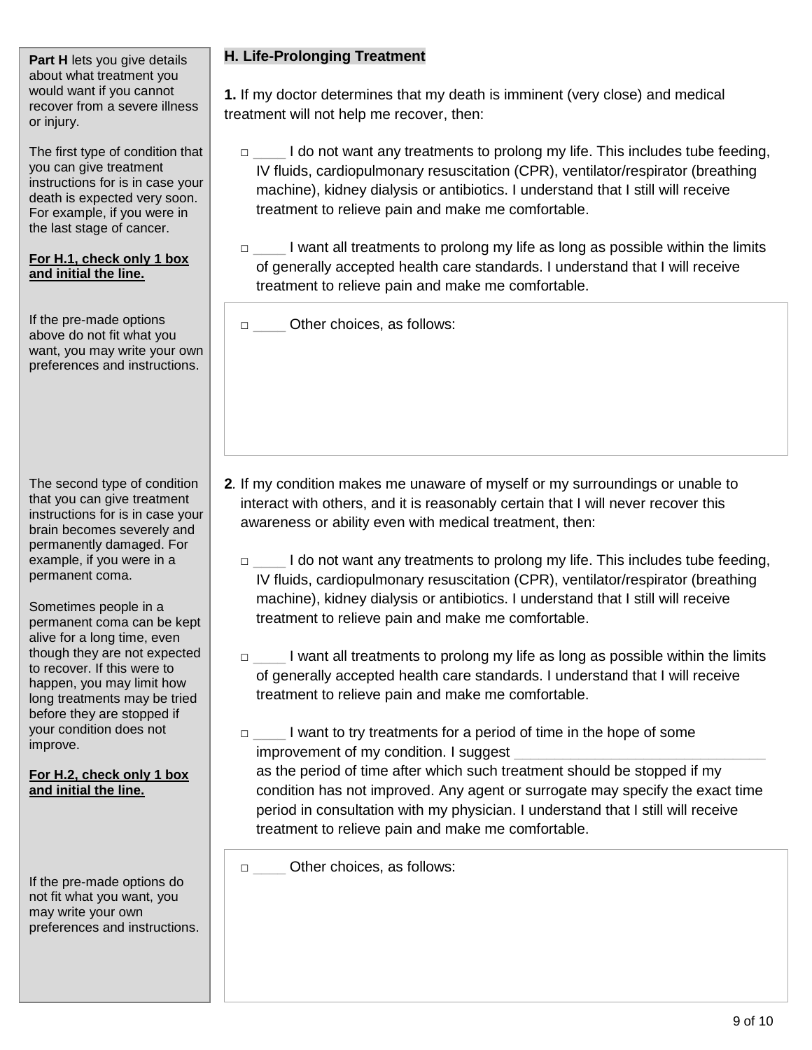## H. Life-Prolonging Treatment

**Part H** lets you give details about what treatment you would want if you cannot recover from a severe illness or injury.

The first type of condition that you can give treatment instructions for is in case your death is expected very soon. For example, if you were in the last stage of cancer.

**For H.1, check only 1 box and initial the line.**

**1.** If my doctor determines that my death is imminent (very close) and medical treatment will not help me recover, then:

- □ ____ I do not want any treatments to prolong my life. This includes tube feeding, IV fluids, cardiopulmonary resuscitation (CPR), ventilator/respirator (breathing machine), kidney dialysis or antibiotics. I understand that I still will receive treatment to relieve pain and make me comfortable.
- □ ____ I want all treatments to prolong my life as long as possible within the limits of generally accepted health care standards. I understand that I will receive treatment to relieve pain and make me comfortable.

If the pre-made options above do not fit what you want, you may write your own preferences and instructions.

- □ ____ Other choices, as follows:

The second type of condition that you can give treatment instructions for is in case your brain becomes severely and permanently damaged. For example, if you were in a permanent coma.

Sometimes people in a permanent coma can be kept alive for a long time, even though they are not expected to recover. If this were to happen, you may limit how long treatments may be tried before they are stopped if your condition does not improve.

**For H.2, check only 1 box and initial the line.**

**2**. If my condition makes me unaware of myself or my surroundings or unable to interact with others, and it is reasonably certain that I will never recover this awareness or ability even with medical treatment, then:

- □ ____ I do not want any treatments to prolong my life. This includes tube feeding, IV fluids, cardiopulmonary resuscitation (CPR), ventilator/respirator (breathing machine), kidney dialysis or antibiotics. I understand that I still will receive treatment to relieve pain and make me comfortable.
- □ ____ I want all treatments to prolong my life as long as possible within the limits of generally accepted health care standards. I understand that I will receive treatment to relieve pain and make me comfortable.
- □ ____ I want to try treatments for a period of time in the hope of some improvement of my condition. I suggest ______________________________ as the period of time after which such treatment should be stopped if my condition has not improved. Any agent or surrogate may specify the exact time period in consultation with my physician. I understand that I still will receive treatment to relieve pain and make me comfortable.

If the pre-made options do not fit what you want, you may write your own preferences and instructions.

- □ ____ Other choices, as follows: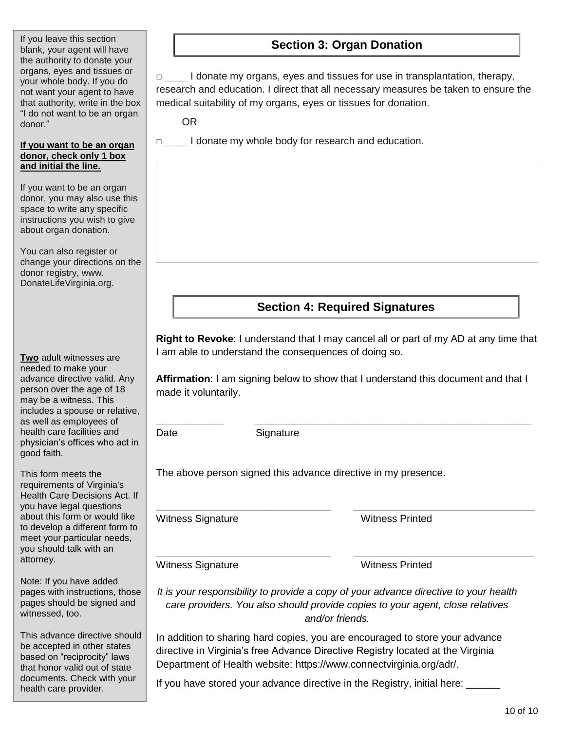If you leave this section blank, your agent will have the authority to donate your organs, eyes and tissues or your whole body. If you do not want your agent to have that authority, write in the box "I do not want to be an organ donor."

**If you want to be an organ donor, check only 1 box and initial the line.**

If you want to be an organ donor, you may also use this space to write any specific instructions you wish to give about organ donation.

You can also register or change your directions on the donor registry, www. DonateLifeVirginia.org.

## Section 3: Organ Donation

□ _____ I donate my organs, eyes and tissues for use in transplantation, therapy, research and education. I direct that all necessary measures be taken to ensure the medical suitability of my organs, eyes or tissues for donation.

OR

□ _____ I donate my whole body for research and education.

**Two** adult witnesses are needed to make your advance directive valid. Any person over the age of 18 may be a witness. This includes a spouse or relative, as well as employees of health care facilities and physician's offices who act in good faith.

This form meets the requirements of Virginia's Health Care Decisions Act. If you have legal questions about this form or would like to develop a different form to meet your particular needs, you should talk with an attorney.

Note: If you have added pages with instructions, those pages should be signed and witnessed, too.

This advance directive should be accepted in other states based on "reciprocity" laws that honor valid out of state documents. Check with your health care provider.

## Section 4: Required Signatures

**Right to Revoke**: I understand that I may cancel all or part of my AD at any time that I am able to understand the consequences of doing so.

**Affirmation**: I am signing below to show that I understand this document and that I made it voluntarily.

_____________ _______________________________________

Date Signature

The above person signed this advance directive in my presence.

_______________________________ _______________________________

Witness Signature Witness Printed

_______________________________ _______________________________

Witness Signature Witness Printed

*It is your responsibility to provide a copy of your advance directive to your health care providers. You also should provide copies to your agent, close relatives and/or friends.*

In addition to sharing hard copies, you are encouraged to store your advance directive in Virginia's free Advance Directive Registry located at the Virginia Department of Health website: https://www.connectvirginia.org/adr/.

If you have stored your advance directive in the Registry, initial here: ______